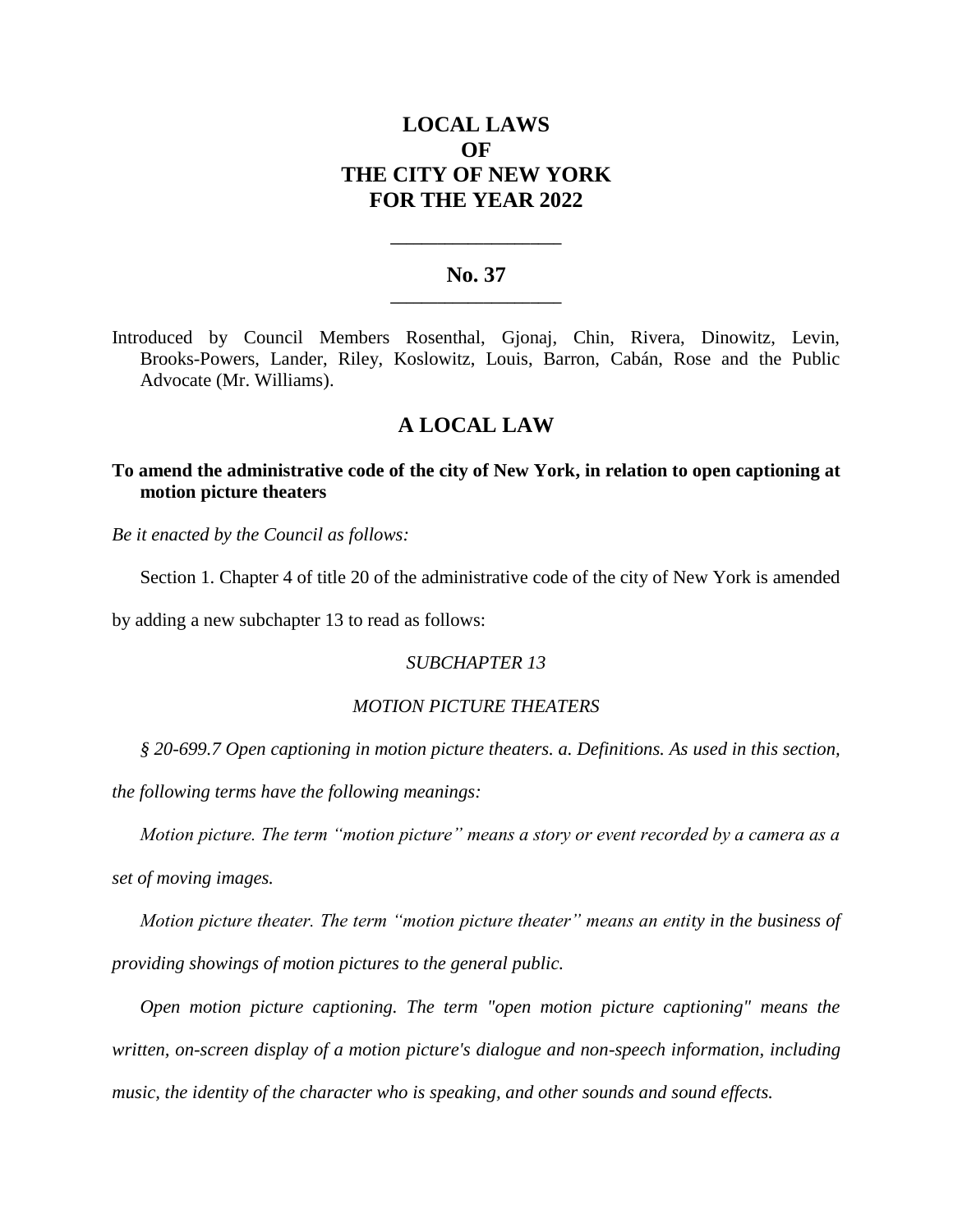# LOCAL LAWS
# OF
# THE CITY OF NEW YORK
# FOR THE YEAR 2022

---

## No. 37

---

Introduced by Council Members Rosenthal, Gjonaj, Chin, Rivera, Dinowitz, Levin, Brooks-Powers, Lander, Riley, Koslowitz, Louis, Barron, Cabán, Rose and the Public Advocate (Mr. Williams).

## A LOCAL LAW

**To amend the administrative code of the city of New York, in relation to open captioning at motion picture theaters**

*Be it enacted by the Council as follows:*

Section 1. Chapter 4 of title 20 of the administrative code of the city of New York is amended by adding a new subchapter 13 to read as follows:

*SUBCHAPTER 13*

*MOTION PICTURE THEATERS*

*§ 20-699.7 Open captioning in motion picture theaters. a. Definitions. As used in this section, the following terms have the following meanings:*

*Motion picture. The term "motion picture" means a story or event recorded by a camera as a set of moving images.*

*Motion picture theater. The term "motion picture theater" means an entity in the business of providing showings of motion pictures to the general public.*

*Open motion picture captioning. The term "open motion picture captioning" means the written, on-screen display of a motion picture's dialogue and non-speech information, including music, the identity of the character who is speaking, and other sounds and sound effects.*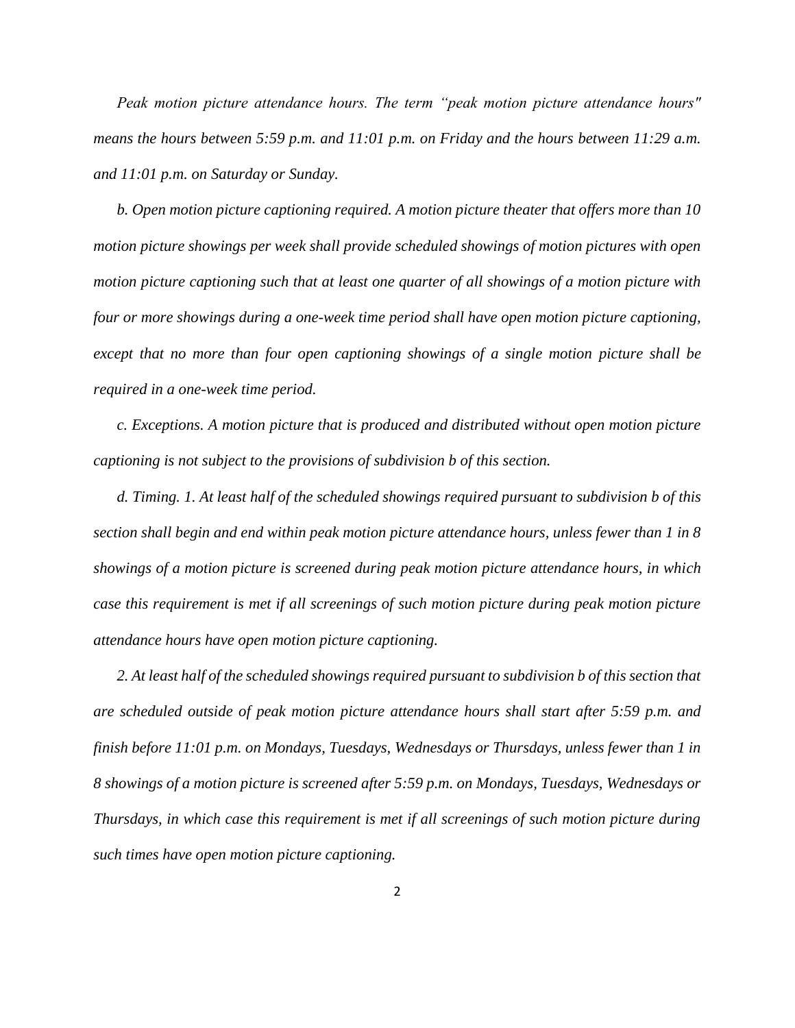*Peak motion picture attendance hours. The term "peak motion picture attendance hours" means the hours between 5:59 p.m. and 11:01 p.m. on Friday and the hours between 11:29 a.m. and 11:01 p.m. on Saturday or Sunday.*

*b. Open motion picture captioning required. A motion picture theater that offers more than 10 motion picture showings per week shall provide scheduled showings of motion pictures with open motion picture captioning such that at least one quarter of all showings of a motion picture with four or more showings during a one-week time period shall have open motion picture captioning, except that no more than four open captioning showings of a single motion picture shall be required in a one-week time period.*

*c. Exceptions. A motion picture that is produced and distributed without open motion picture captioning is not subject to the provisions of subdivision b of this section.*

*d. Timing. 1. At least half of the scheduled showings required pursuant to subdivision b of this section shall begin and end within peak motion picture attendance hours, unless fewer than 1 in 8 showings of a motion picture is screened during peak motion picture attendance hours, in which case this requirement is met if all screenings of such motion picture during peak motion picture attendance hours have open motion picture captioning.*

*2. At least half of the scheduled showings required pursuant to subdivision b of this section that are scheduled outside of peak motion picture attendance hours shall start after 5:59 p.m. and finish before 11:01 p.m. on Mondays, Tuesdays, Wednesdays or Thursdays, unless fewer than 1 in 8 showings of a motion picture is screened after 5:59 p.m. on Mondays, Tuesdays, Wednesdays or Thursdays, in which case this requirement is met if all screenings of such motion picture during such times have open motion picture captioning.*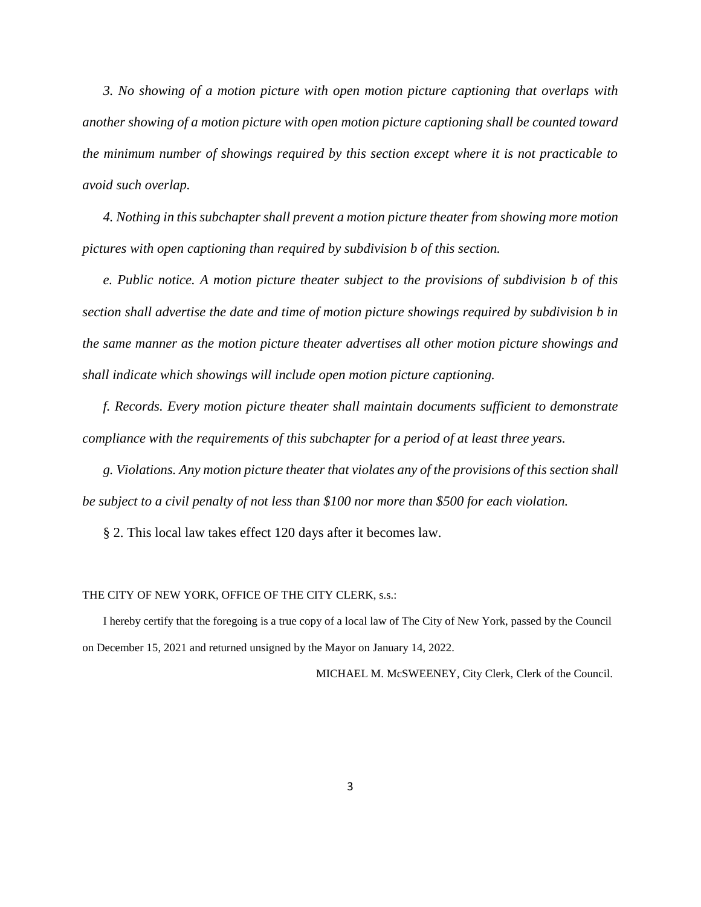*3. No showing of a motion picture with open motion picture captioning that overlaps with another showing of a motion picture with open motion picture captioning shall be counted toward the minimum number of showings required by this section except where it is not practicable to avoid such overlap.*

*4. Nothing in this subchapter shall prevent a motion picture theater from showing more motion pictures with open captioning than required by subdivision b of this section.*

*e. Public notice. A motion picture theater subject to the provisions of subdivision b of this section shall advertise the date and time of motion picture showings required by subdivision b in the same manner as the motion picture theater advertises all other motion picture showings and shall indicate which showings will include open motion picture captioning.*

*f. Records. Every motion picture theater shall maintain documents sufficient to demonstrate compliance with the requirements of this subchapter for a period of at least three years.*

*g. Violations. Any motion picture theater that violates any of the provisions of this section shall be subject to a civil penalty of not less than $100 nor more than $500 for each violation.*

§ 2. This local law takes effect 120 days after it becomes law.

THE CITY OF NEW YORK, OFFICE OF THE CITY CLERK, s.s.:

I hereby certify that the foregoing is a true copy of a local law of The City of New York, passed by the Council on December 15, 2021 and returned unsigned by the Mayor on January 14, 2022.

MICHAEL M. McSWEENEY, City Clerk, Clerk of the Council.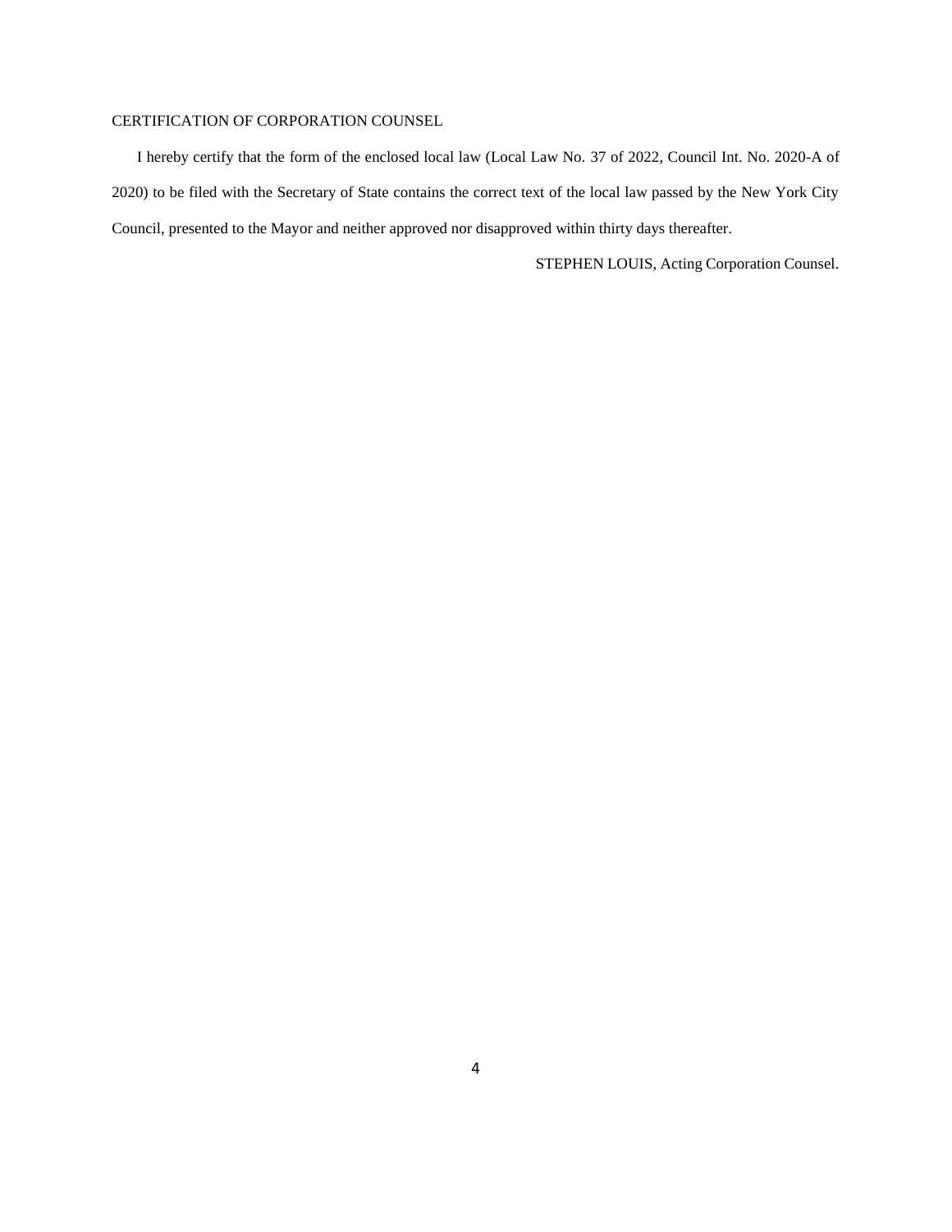CERTIFICATION OF CORPORATION COUNSEL

I hereby certify that the form of the enclosed local law (Local Law No. 37 of 2022, Council Int. No. 2020-A of 2020) to be filed with the Secretary of State contains the correct text of the local law passed by the New York City Council, presented to the Mayor and neither approved nor disapproved within thirty days thereafter.

STEPHEN LOUIS, Acting Corporation Counsel.